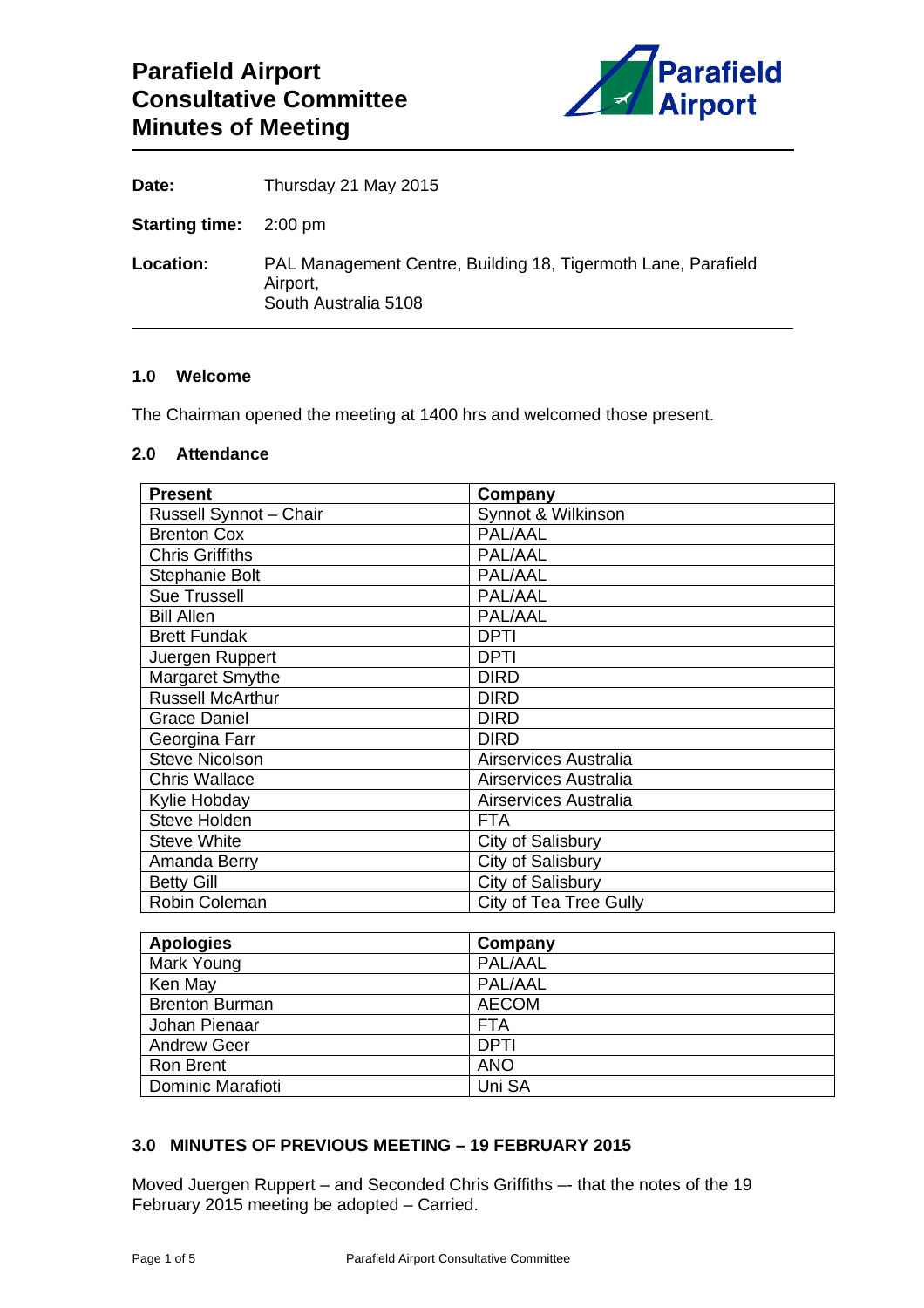# Parafield Airport Consultative Committee Minutes of Meeting

**Date:** Thursday 21 May 2015

**Starting time:** 2:00 pm

**Location:** PAL Management Centre, Building 18, Tigermoth Lane, Parafield Airport,
South Australia 5108

### 1.0 Welcome

The Chairman opened the meeting at 1400 hrs and welcomed those present.

### 2.0 Attendance

| Present | Company |
|---|---|
| Russell Synnot – Chair | Synnot & Wilkinson |
| Brenton Cox | PAL/AAL |
| Chris Griffiths | PAL/AAL |
| Stephanie Bolt | PAL/AAL |
| Sue Trussell | PAL/AAL |
| Bill Allen | PAL/AAL |
| Brett Fundak | DPTI |
| Juergen Ruppert | DPTI |
| Margaret Smythe | DIRD |
| Russell McArthur | DIRD |
| Grace Daniel | DIRD |
| Georgina Farr | DIRD |
| Steve Nicolson | Airservices Australia |
| Chris Wallace | Airservices Australia |
| Kylie Hobday | Airservices Australia |
| Steve Holden | FTA |
| Steve White | City of Salisbury |
| Amanda Berry | City of Salisbury |
| Betty Gill | City of Salisbury |
| Robin Coleman | City of Tea Tree Gully |

| Apologies | Company |
|---|---|
| Mark Young | PAL/AAL |
| Ken May | PAL/AAL |
| Brenton Burman | AECOM |
| Johan Pienaar | FTA |
| Andrew Geer | DPTI |
| Ron Brent | ANO |
| Dominic Marafioti | Uni SA |

### 3.0 MINUTES OF PREVIOUS MEETING – 19 FEBRUARY 2015

Moved Juergen Ruppert – and Seconded Chris Griffiths –- that the notes of the 19 February 2015 meeting be adopted – Carried.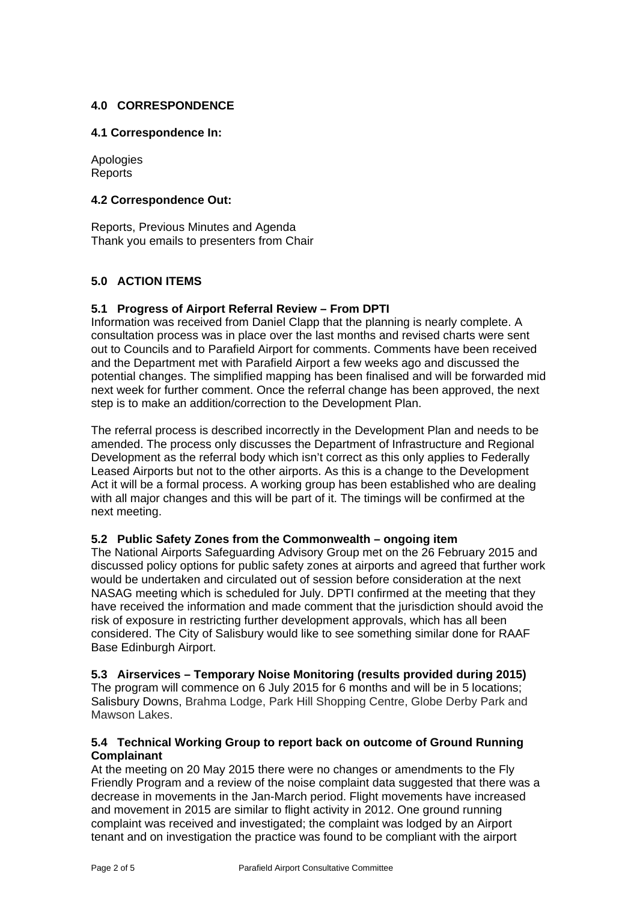## 4.0 CORRESPONDENCE

### 4.1 Correspondence In:

Apologies
Reports

### 4.2 Correspondence Out:

Reports, Previous Minutes and Agenda
Thank you emails to presenters from Chair

## 5.0 ACTION ITEMS

### 5.1 Progress of Airport Referral Review – From DPTI

Information was received from Daniel Clapp that the planning is nearly complete. A consultation process was in place over the last months and revised charts were sent out to Councils and to Parafield Airport for comments. Comments have been received and the Department met with Parafield Airport a few weeks ago and discussed the potential changes. The simplified mapping has been finalised and will be forwarded mid next week for further comment. Once the referral change has been approved, the next step is to make an addition/correction to the Development Plan.

The referral process is described incorrectly in the Development Plan and needs to be amended. The process only discusses the Department of Infrastructure and Regional Development as the referral body which isn't correct as this only applies to Federally Leased Airports but not to the other airports. As this is a change to the Development Act it will be a formal process. A working group has been established who are dealing with all major changes and this will be part of it. The timings will be confirmed at the next meeting.

### 5.2 Public Safety Zones from the Commonwealth – ongoing item

The National Airports Safeguarding Advisory Group met on the 26 February 2015 and discussed policy options for public safety zones at airports and agreed that further work would be undertaken and circulated out of session before consideration at the next NASAG meeting which is scheduled for July. DPTI confirmed at the meeting that they have received the information and made comment that the jurisdiction should avoid the risk of exposure in restricting further development approvals, which has all been considered. The City of Salisbury would like to see something similar done for RAAF Base Edinburgh Airport.

### 5.3 Airservices – Temporary Noise Monitoring (results provided during 2015)

The program will commence on 6 July 2015 for 6 months and will be in 5 locations; Salisbury Downs, Brahma Lodge, Park Hill Shopping Centre, Globe Derby Park and Mawson Lakes.

### 5.4 Technical Working Group to report back on outcome of Ground Running Complainant

At the meeting on 20 May 2015 there were no changes or amendments to the Fly Friendly Program and a review of the noise complaint data suggested that there was a decrease in movements in the Jan-March period. Flight movements have increased and movement in 2015 are similar to flight activity in 2012. One ground running complaint was received and investigated; the complaint was lodged by an Airport tenant and on investigation the practice was found to be compliant with the airport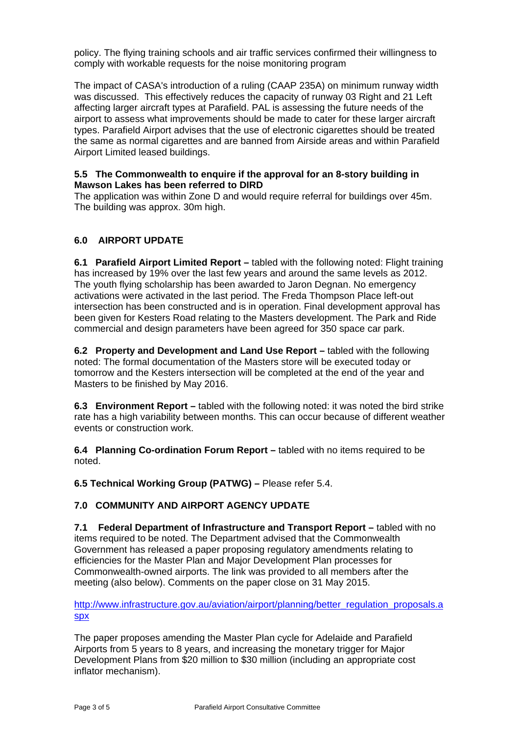policy. The flying training schools and air traffic services confirmed their willingness to comply with workable requests for the noise monitoring program

The impact of CASA's introduction of a ruling (CAAP 235A) on minimum runway width was discussed. This effectively reduces the capacity of runway 03 Right and 21 Left affecting larger aircraft types at Parafield. PAL is assessing the future needs of the airport to assess what improvements should be made to cater for these larger aircraft types. Parafield Airport advises that the use of electronic cigarettes should be treated the same as normal cigarettes and are banned from Airside areas and within Parafield Airport Limited leased buildings.

**5.5 The Commonwealth to enquire if the approval for an 8-story building in Mawson Lakes has been referred to DIRD**

The application was within Zone D and would require referral for buildings over 45m. The building was approx. 30m high.

## 6.0 AIRPORT UPDATE

**6.1 Parafield Airport Limited Report –** tabled with the following noted: Flight training has increased by 19% over the last few years and around the same levels as 2012. The youth flying scholarship has been awarded to Jaron Degnan. No emergency activations were activated in the last period. The Freda Thompson Place left-out intersection has been constructed and is in operation. Final development approval has been given for Kesters Road relating to the Masters development. The Park and Ride commercial and design parameters have been agreed for 350 space car park.

**6.2 Property and Development and Land Use Report –** tabled with the following noted: The formal documentation of the Masters store will be executed today or tomorrow and the Kesters intersection will be completed at the end of the year and Masters to be finished by May 2016.

**6.3 Environment Report –** tabled with the following noted: it was noted the bird strike rate has a high variability between months. This can occur because of different weather events or construction work.

**6.4 Planning Co-ordination Forum Report –** tabled with no items required to be noted.

**6.5 Technical Working Group (PATWG) –** Please refer 5.4.

## 7.0 COMMUNITY AND AIRPORT AGENCY UPDATE

**7.1 Federal Department of Infrastructure and Transport Report –** tabled with no items required to be noted. The Department advised that the Commonwealth Government has released a paper proposing regulatory amendments relating to efficiencies for the Master Plan and Major Development Plan processes for Commonwealth-owned airports. The link was provided to all members after the meeting (also below). Comments on the paper close on 31 May 2015.

http://www.infrastructure.gov.au/aviation/airport/planning/better_regulation_proposals.aspx

The paper proposes amending the Master Plan cycle for Adelaide and Parafield Airports from 5 years to 8 years, and increasing the monetary trigger for Major Development Plans from $20 million to $30 million (including an appropriate cost inflator mechanism).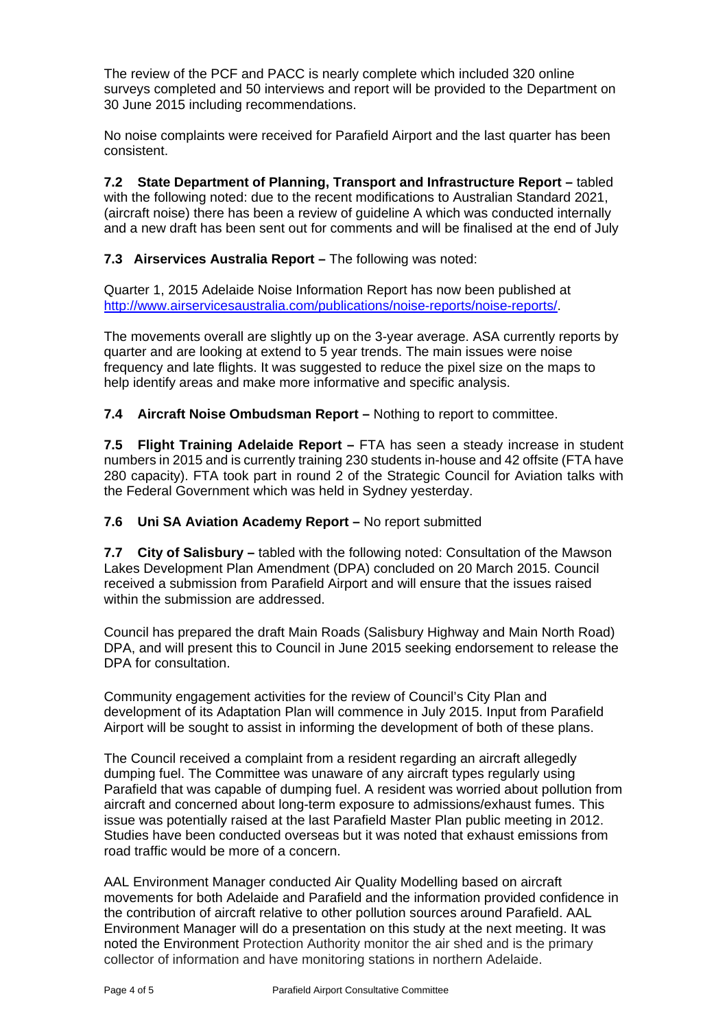The review of the PCF and PACC is nearly complete which included 320 online surveys completed and 50 interviews and report will be provided to the Department on 30 June 2015 including recommendations.

No noise complaints were received for Parafield Airport and the last quarter has been consistent.

**7.2 State Department of Planning, Transport and Infrastructure Report –** tabled with the following noted: due to the recent modifications to Australian Standard 2021, (aircraft noise) there has been a review of guideline A which was conducted internally and a new draft has been sent out for comments and will be finalised at the end of July

**7.3 Airservices Australia Report –** The following was noted:

Quarter 1, 2015 Adelaide Noise Information Report has now been published at [http://www.airservicesaustralia.com/publications/noise-reports/noise-reports/](http://www.airservicesaustralia.com/publications/noise-reports/noise-reports/).

The movements overall are slightly up on the 3-year average. ASA currently reports by quarter and are looking at extend to 5 year trends. The main issues were noise frequency and late flights. It was suggested to reduce the pixel size on the maps to help identify areas and make more informative and specific analysis.

**7.4 Aircraft Noise Ombudsman Report –** Nothing to report to committee.

**7.5 Flight Training Adelaide Report –** FTA has seen a steady increase in student numbers in 2015 and is currently training 230 students in-house and 42 offsite (FTA have 280 capacity). FTA took part in round 2 of the Strategic Council for Aviation talks with the Federal Government which was held in Sydney yesterday.

**7.6 Uni SA Aviation Academy Report –** No report submitted

**7.7 City of Salisbury –** tabled with the following noted: Consultation of the Mawson Lakes Development Plan Amendment (DPA) concluded on 20 March 2015. Council received a submission from Parafield Airport and will ensure that the issues raised within the submission are addressed.

Council has prepared the draft Main Roads (Salisbury Highway and Main North Road) DPA, and will present this to Council in June 2015 seeking endorsement to release the DPA for consultation.

Community engagement activities for the review of Council's City Plan and development of its Adaptation Plan will commence in July 2015. Input from Parafield Airport will be sought to assist in informing the development of both of these plans.

The Council received a complaint from a resident regarding an aircraft allegedly dumping fuel. The Committee was unaware of any aircraft types regularly using Parafield that was capable of dumping fuel. A resident was worried about pollution from aircraft and concerned about long-term exposure to admissions/exhaust fumes. This issue was potentially raised at the last Parafield Master Plan public meeting in 2012. Studies have been conducted overseas but it was noted that exhaust emissions from road traffic would be more of a concern.

AAL Environment Manager conducted Air Quality Modelling based on aircraft movements for both Adelaide and Parafield and the information provided confidence in the contribution of aircraft relative to other pollution sources around Parafield. AAL Environment Manager will do a presentation on this study at the next meeting. It was noted the Environment Protection Authority monitor the air shed and is the primary collector of information and have monitoring stations in northern Adelaide.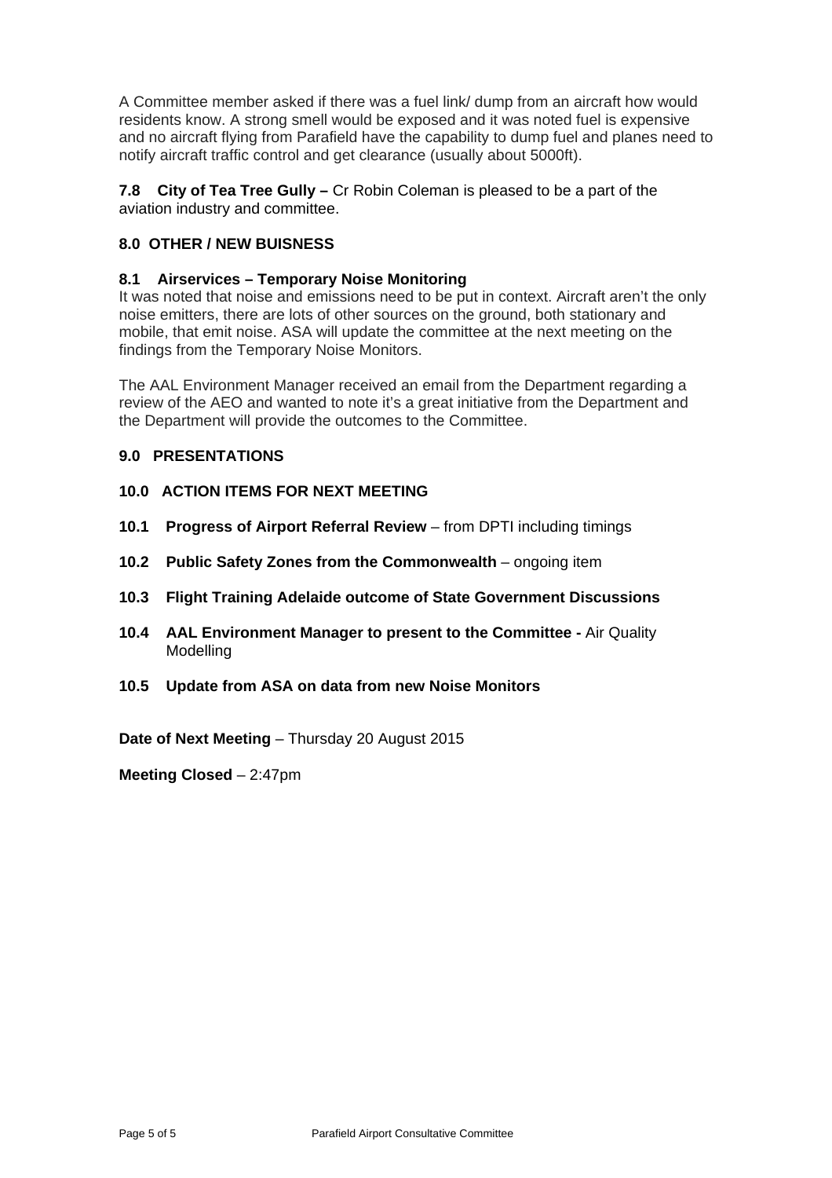A Committee member asked if there was a fuel link/ dump from an aircraft how would residents know. A strong smell would be exposed and it was noted fuel is expensive and no aircraft flying from Parafield have the capability to dump fuel and planes need to notify aircraft traffic control and get clearance (usually about 5000ft).

**7.8 City of Tea Tree Gully –** Cr Robin Coleman is pleased to be a part of the aviation industry and committee.

## 8.0 OTHER / NEW BUISNESS

### 8.1 Airservices – Temporary Noise Monitoring

It was noted that noise and emissions need to be put in context. Aircraft aren't the only noise emitters, there are lots of other sources on the ground, both stationary and mobile, that emit noise. ASA will update the committee at the next meeting on the findings from the Temporary Noise Monitors.

The AAL Environment Manager received an email from the Department regarding a review of the AEO and wanted to note it's a great initiative from the Department and the Department will provide the outcomes to the Committee.

## 9.0 PRESENTATIONS

## 10.0 ACTION ITEMS FOR NEXT MEETING

**10.1 Progress of Airport Referral Review** – from DPTI including timings

**10.2 Public Safety Zones from the Commonwealth** – ongoing item

**10.3 Flight Training Adelaide outcome of State Government Discussions**

**10.4 AAL Environment Manager to present to the Committee -** Air Quality Modelling

**10.5 Update from ASA on data from new Noise Monitors**

**Date of Next Meeting** – Thursday 20 August 2015

**Meeting Closed** – 2:47pm